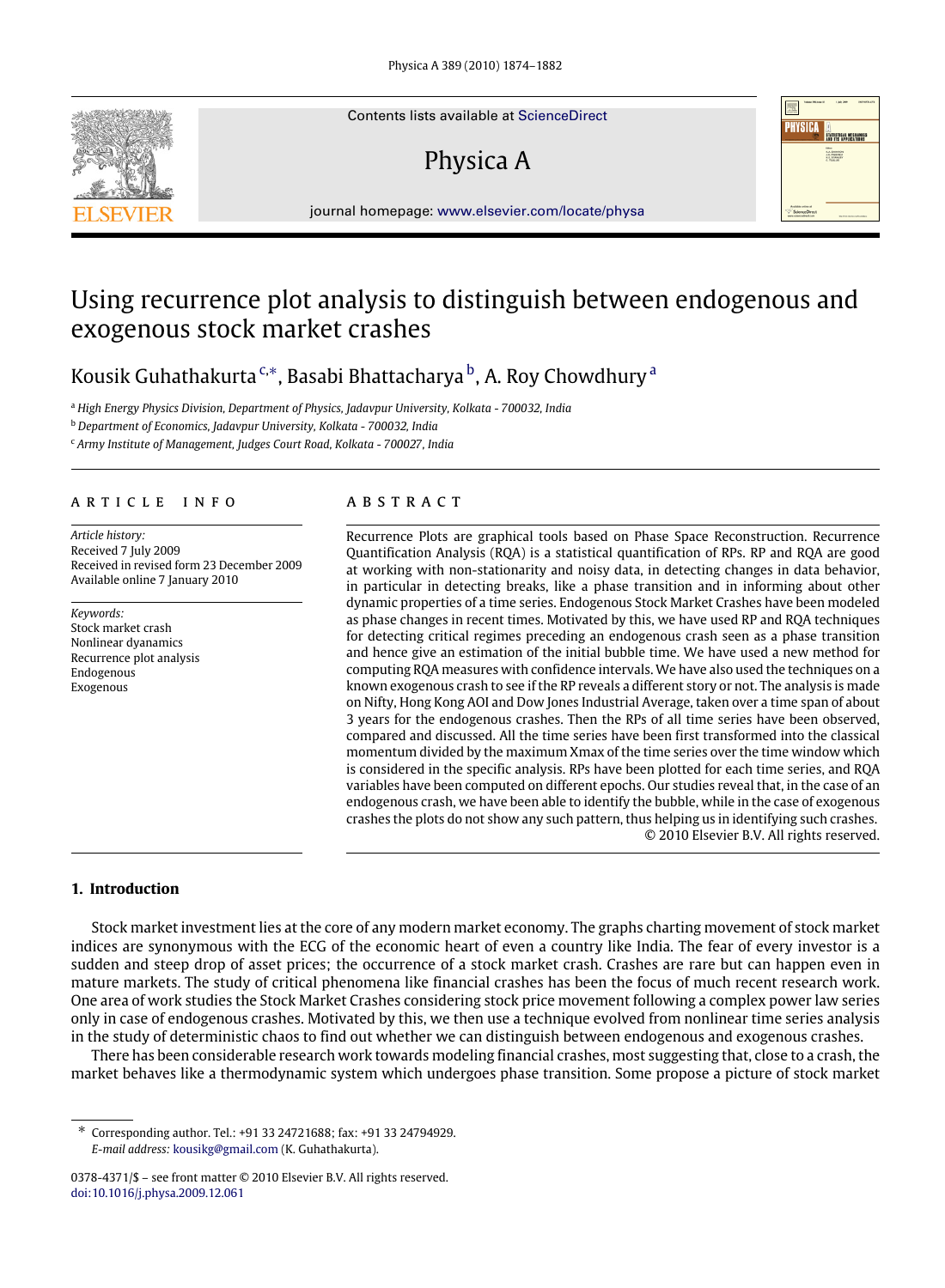# Using recurrence plot analysis to distinguish between endogenous and exogenous stock market crashes

Kousik Guhathakurta [c,*], Basabi Bhattacharya [b], A. Roy Chowdhury [a]

[a] *High Energy Physics Division, Department of Physics, Jadavpur University, Kolkata - 700032, India*

[b] *Department of Economics, Jadavpur University, Kolkata - 700032, India*

[c] *Army Institute of Management, Judges Court Road, Kolkata - 700027, India*

## ARTICLE INFO

*Article history:*
Received 7 July 2009
Received in revised form 23 December 2009
Available online 7 January 2010

*Keywords:*
Stock market crash
Nonlinear dynamics
Recurrence plot analysis
Endogenous
Exogenous

## ABSTRACT

Recurrence Plots are graphical tools based on Phase Space Reconstruction. Recurrence Quantification Analysis (RQA) is a statistical quantification of RPs. RP and RQA are good at working with non-stationarity and noisy data, in detecting changes in data behavior, in particular in detecting breaks, like a phase transition and in informing about other dynamic properties of a time series. Endogenous Stock Market Crashes have been modeled as phase changes in recent times. Motivated by this, we have used RP and RQA techniques for detecting critical regimes preceding an endogenous crash seen as a phase transition and hence give an estimation of the initial bubble time. We have used a new method for computing RQA measures with confidence intervals. We have also used the techniques on a known exogenous crash to see if the RP reveals a different story or not. The analysis is made on Nifty, Hong Kong AOI and Dow Jones Industrial Average, taken over a time span of about 3 years for the endogenous crashes. Then the RPs of all time series have been observed, compared and discussed. All the time series have been first transformed into the classical momentum divided by the maximum Xmax of the time series over the time window which is considered in the specific analysis. RPs have been plotted for each time series, and RQA variables have been computed on different epochs. Our studies reveal that, in the case of an endogenous crash, we have been able to identify the bubble, while in the case of exogenous crashes the plots do not show any such pattern, thus helping us in identifying such crashes.

© 2010 Elsevier B.V. All rights reserved.

## 1. Introduction

Stock market investment lies at the core of any modern market economy. The graphs charting movement of stock market indices are synonymous with the ECG of the economic heart of even a country like India. The fear of every investor is a sudden and steep drop of asset prices; the occurrence of a stock market crash. Crashes are rare but can happen even in mature markets. The study of critical phenomena like financial crashes has been the focus of much recent research work. One area of work studies the Stock Market Crashes considering stock price movement following a complex power law series only in case of endogenous crashes. Motivated by this, we then use a technique evolved from nonlinear time series analysis in the study of deterministic chaos to find out whether we can distinguish between endogenous and exogenous crashes.

There has been considerable research work towards modeling financial crashes, most suggesting that, close to a crash, the market behaves like a thermodynamic system which undergoes phase transition. Some propose a picture of stock market

---

\* Corresponding author. Tel.: +91 33 24721688; fax: +91 33 24794929.
*E-mail address:* kousikg@gmail.com (K. Guhathakurta).

0378-4371/$ – see front matter © 2010 Elsevier B.V. All rights reserved.
doi:10.1016/j.physa.2009.12.061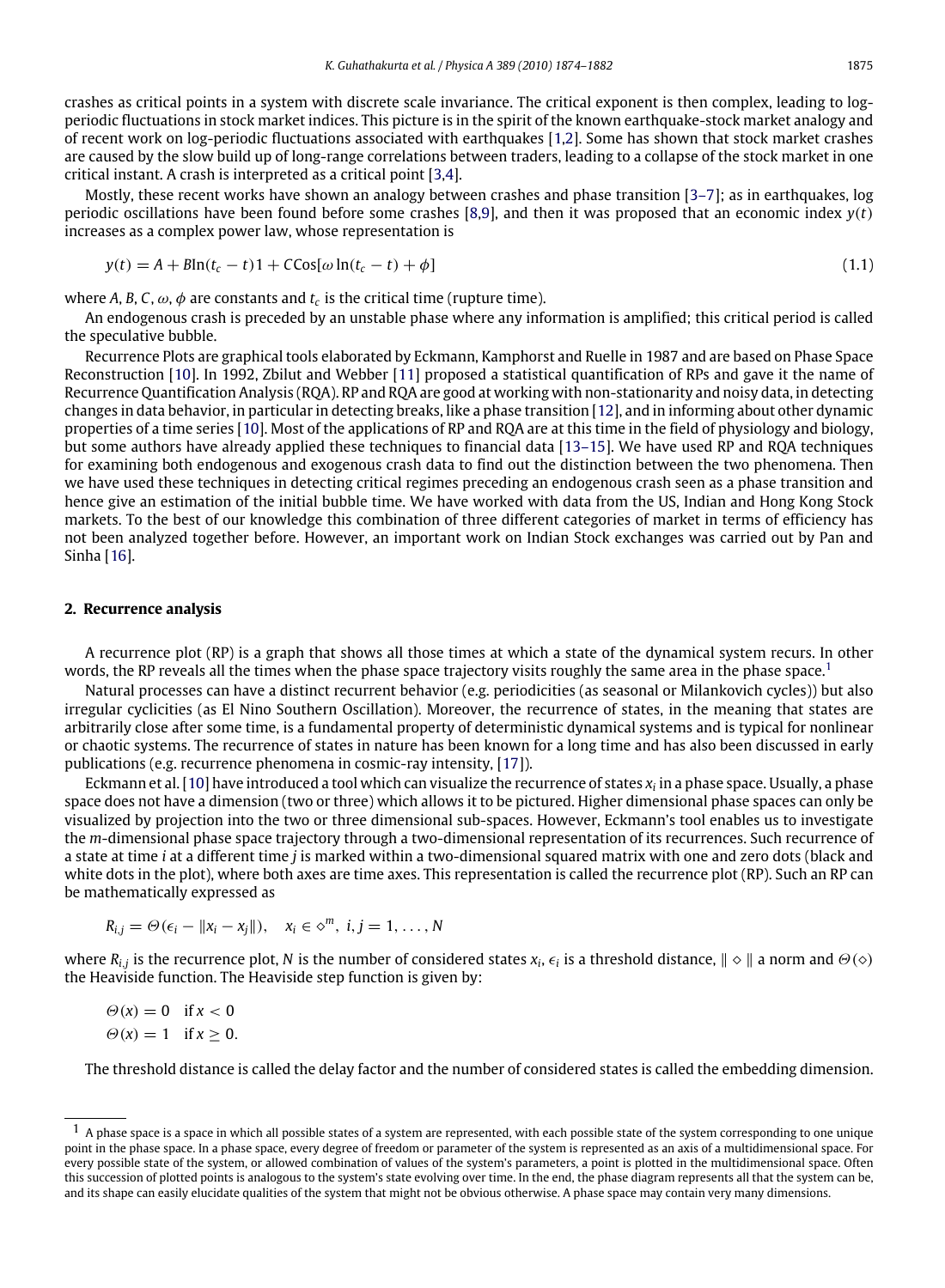crashes as critical points in a system with discrete scale invariance. The critical exponent is then complex, leading to log-periodic fluctuations in stock market indices. This picture is in the spirit of the known earthquake-stock market analogy and of recent work on log-periodic fluctuations associated with earthquakes [1,2]. Some has shown that stock market crashes are caused by the slow build up of long-range correlations between traders, leading to a collapse of the stock market in one critical instant. A crash is interpreted as a critical point [3,4].

Mostly, these recent works have shown an analogy between crashes and phase transition [3–7]; as in earthquakes, log periodic oscillations have been found before some crashes [8,9], and then it was proposed that an economic index $y(t)$ increases as a complex power law, whose representation is

$$y(t) = A + B\ln(t_c - t)1 + C\mathrm{Cos}[\omega \ln(t_c - t) + \phi] \tag{1.1}$$

where $A, B, C, \omega, \phi$ are constants and $t_c$ is the critical time (rupture time).

An endogenous crash is preceded by an unstable phase where any information is amplified; this critical period is called the speculative bubble.

Recurrence Plots are graphical tools elaborated by Eckmann, Kamphorst and Ruelle in 1987 and are based on Phase Space Reconstruction [10]. In 1992, Zbilut and Webber [11] proposed a statistical quantification of RPs and gave it the name of Recurrence Quantification Analysis (RQA). RP and RQA are good at working with non-stationarity and noisy data, in detecting changes in data behavior, in particular in detecting breaks, like a phase transition [12], and in informing about other dynamic properties of a time series [10]. Most of the applications of RP and RQA are at this time in the field of physiology and biology, but some authors have already applied these techniques to financial data [13–15]. We have used RP and RQA techniques for examining both endogenous and exogenous crash data to find out the distinction between the two phenomena. Then we have used these techniques in detecting critical regimes preceding an endogenous crash seen as a phase transition and hence give an estimation of the initial bubble time. We have worked with data from the US, Indian and Hong Kong Stock markets. To the best of our knowledge this combination of three different categories of market in terms of efficiency has not been analyzed together before. However, an important work on Indian Stock exchanges was carried out by Pan and Sinha [16].

## 2. Recurrence analysis

A recurrence plot (RP) is a graph that shows all those times at which a state of the dynamical system recurs. In other words, the RP reveals all the times when the phase space trajectory visits roughly the same area in the phase space.[1]

Natural processes can have a distinct recurrent behavior (e.g. periodicities (as seasonal or Milankovich cycles)) but also irregular cyclicities (as El Nino Southern Oscillation). Moreover, the recurrence of states, in the meaning that states are arbitrarily close after some time, is a fundamental property of deterministic dynamical systems and is typical for nonlinear or chaotic systems. The recurrence of states in nature has been known for a long time and has also been discussed in early publications (e.g. recurrence phenomena in cosmic-ray intensity, [17]).

Eckmann et al. [10] have introduced a tool which can visualize the recurrence of states $x_i$ in a phase space. Usually, a phase space does not have a dimension (two or three) which allows it to be pictured. Higher dimensional phase spaces can only be visualized by projection into the two or three dimensional sub-spaces. However, Eckmann's tool enables us to investigate the $m$-dimensional phase space trajectory through a two-dimensional representation of its recurrences. Such recurrence of a state at time $i$ at a different time $j$ is marked within a two-dimensional squared matrix with one and zero dots (black and white dots in the plot), where both axes are time axes. This representation is called the recurrence plot (RP). Such an RP can be mathematically expressed as

$$R_{i,j} = \Theta(\epsilon_i - \|x_i - x_j\|), \quad x_i \in \diamond^m,\ i, j = 1, \ldots, N$$

where $R_{i,j}$ is the recurrence plot, $N$ is the number of considered states $x_i$, $\epsilon_i$ is a threshold distance, $\| \diamond \|$ a norm and $\Theta(\diamond)$ the Heaviside function. The Heaviside step function is given by:

$$\Theta(x) = 0 \quad \text{if } x < 0$$
$$\Theta(x) = 1 \quad \text{if } x \geq 0.$$

The threshold distance is called the delay factor and the number of considered states is called the embedding dimension.

[1] A phase space is a space in which all possible states of a system are represented, with each possible state of the system corresponding to one unique point in the phase space. In a phase space, every degree of freedom or parameter of the system is represented as an axis of a multidimensional space. For every possible state of the system, or allowed combination of values of the system's parameters, a point is plotted in the multidimensional space. Often this succession of plotted points is analogous to the system's state evolving over time. In the end, the phase diagram represents all that the system can be, and its shape can easily elucidate qualities of the system that might not be obvious otherwise. A phase space may contain very many dimensions.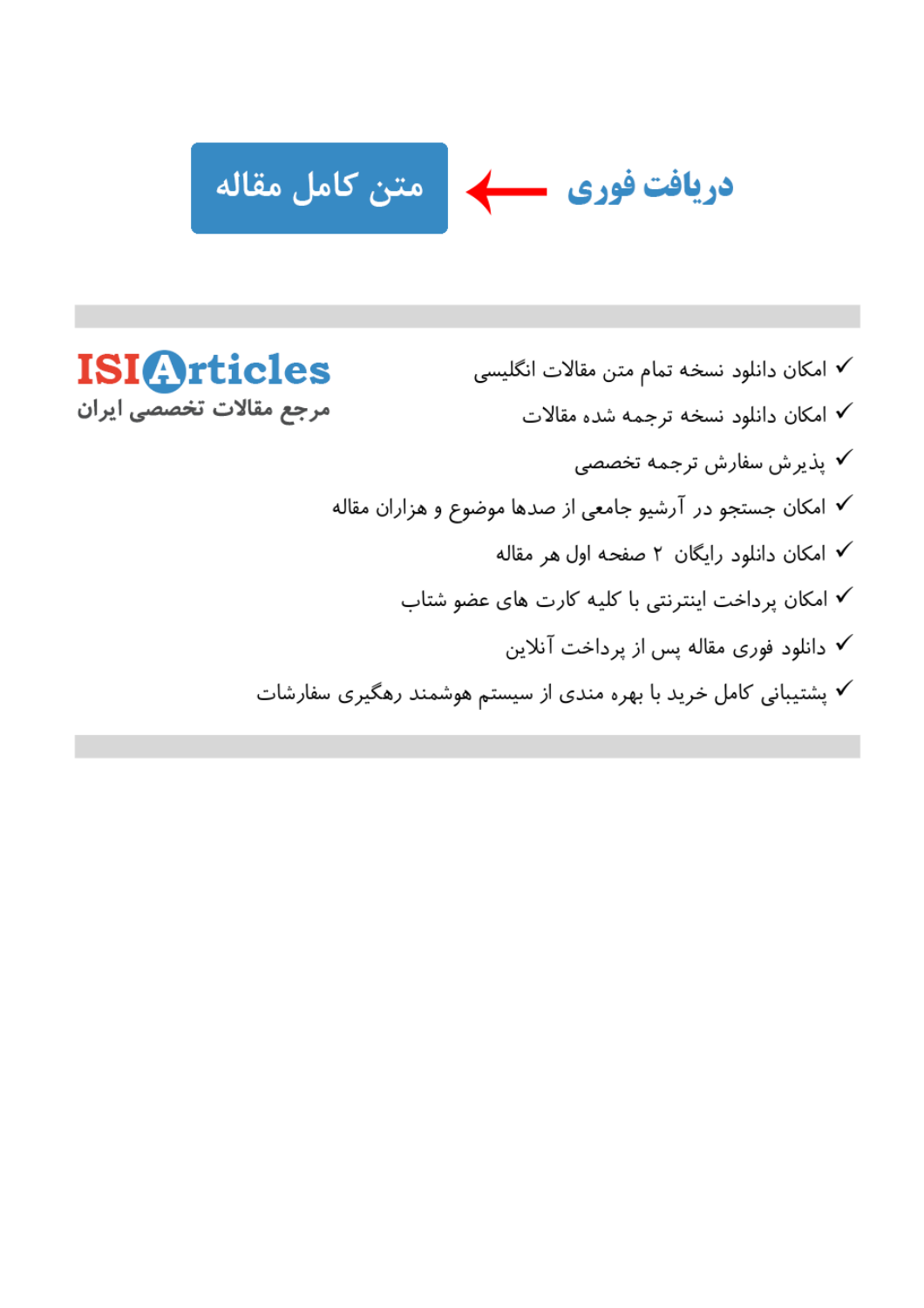دریافت فوری ← متن کامل مقاله

**ISIArticles**
مرجع مقالات تخصصی ایران

- ✓ امکان دانلود نسخه تمام متن مقالات انگلیسی
- ✓ امکان دانلود نسخه ترجمه شده مقالات
- ✓ پذیرش سفارش ترجمه تخصصی
- ✓ امکان جستجو در آرشیو جامعی از صدها موضوع و هزاران مقاله
- ✓ امکان دانلود رایگان ۲ صفحه اول هر مقاله
- ✓ امکان پرداخت اینترنتی با کلیه کارت های عضو شتاب
- ✓ دانلود فوری مقاله پس از پرداخت آنلاین
- ✓ پشتیبانی کامل خرید با بهره مندی از سیستم هوشمند رهگیری سفارشات